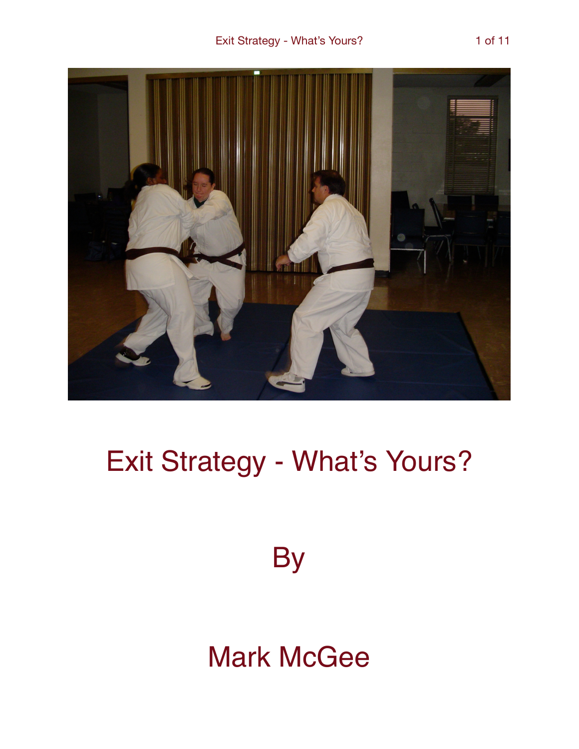# Exit Strategy - What's Yours?

By

Mark McGee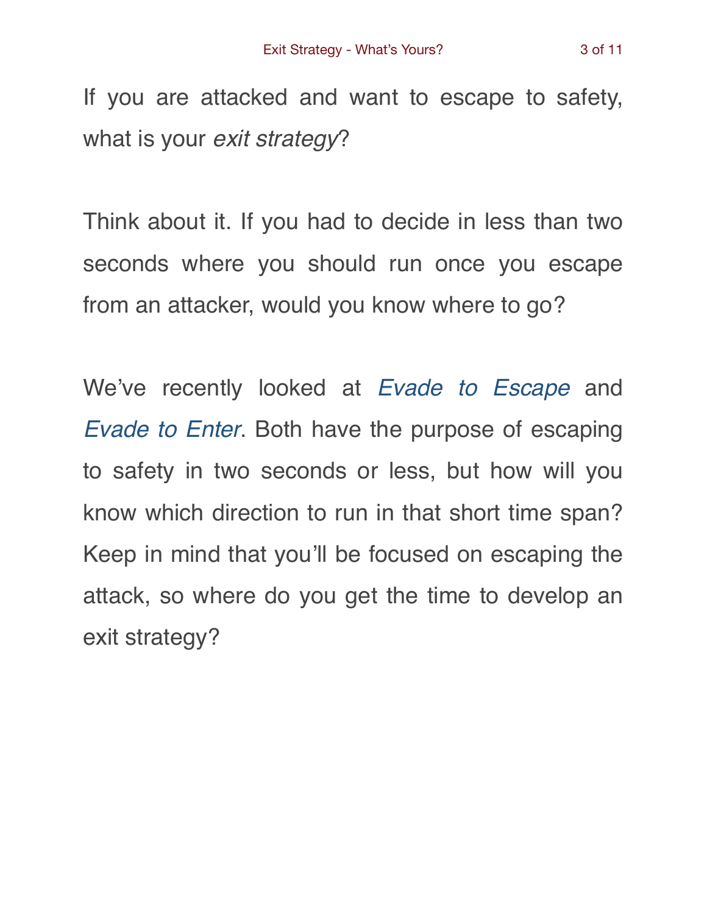If you are attacked and want to escape to safety, what is your *exit strategy*?

Think about it. If you had to decide in less than two seconds where you should run once you escape from an attacker, would you know where to go?

We've recently looked at *Evade to Escape* and *Evade to Enter*. Both have the purpose of escaping to safety in two seconds or less, but how will you know which direction to run in that short time span? Keep in mind that you'll be focused on escaping the attack, so where do you get the time to develop an exit strategy?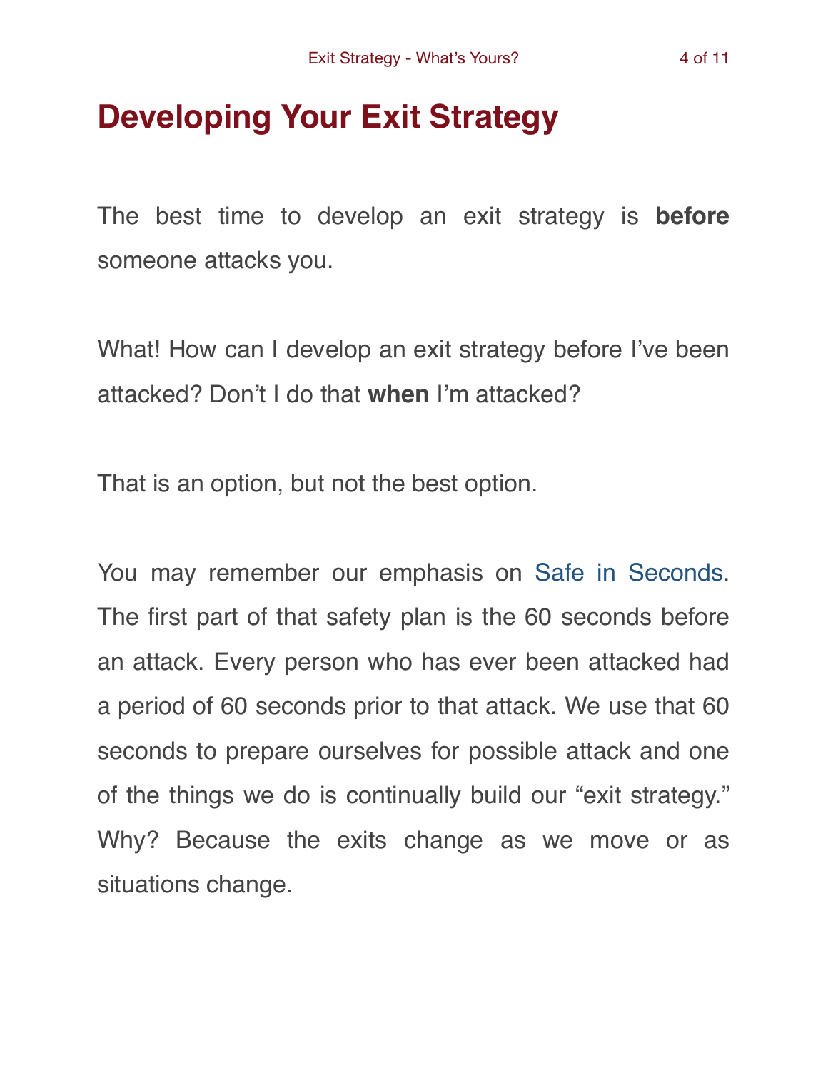# Developing Your Exit Strategy

The best time to develop an exit strategy is **before** someone attacks you.

What! How can I develop an exit strategy before I've been attacked? Don't I do that **when** I'm attacked?

That is an option, but not the best option.

You may remember our emphasis on Safe in Seconds. The first part of that safety plan is the 60 seconds before an attack. Every person who has ever been attacked had a period of 60 seconds prior to that attack. We use that 60 seconds to prepare ourselves for possible attack and one of the things we do is continually build our "exit strategy." Why? Because the exits change as we move or as situations change.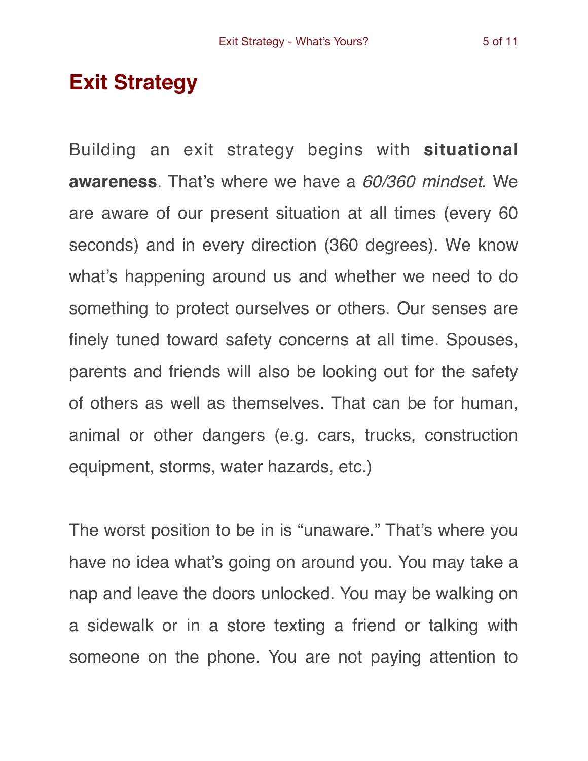# Exit Strategy

Building an exit strategy begins with **situational awareness**. That's where we have a *60/360 mindset*. We are aware of our present situation at all times (every 60 seconds) and in every direction (360 degrees). We know what's happening around us and whether we need to do something to protect ourselves or others. Our senses are finely tuned toward safety concerns at all time. Spouses, parents and friends will also be looking out for the safety of others as well as themselves. That can be for human, animal or other dangers (e.g. cars, trucks, construction equipment, storms, water hazards, etc.)

The worst position to be in is "unaware." That's where you have no idea what's going on around you. You may take a nap and leave the doors unlocked. You may be walking on a sidewalk or in a store texting a friend or talking with someone on the phone. You are not paying attention to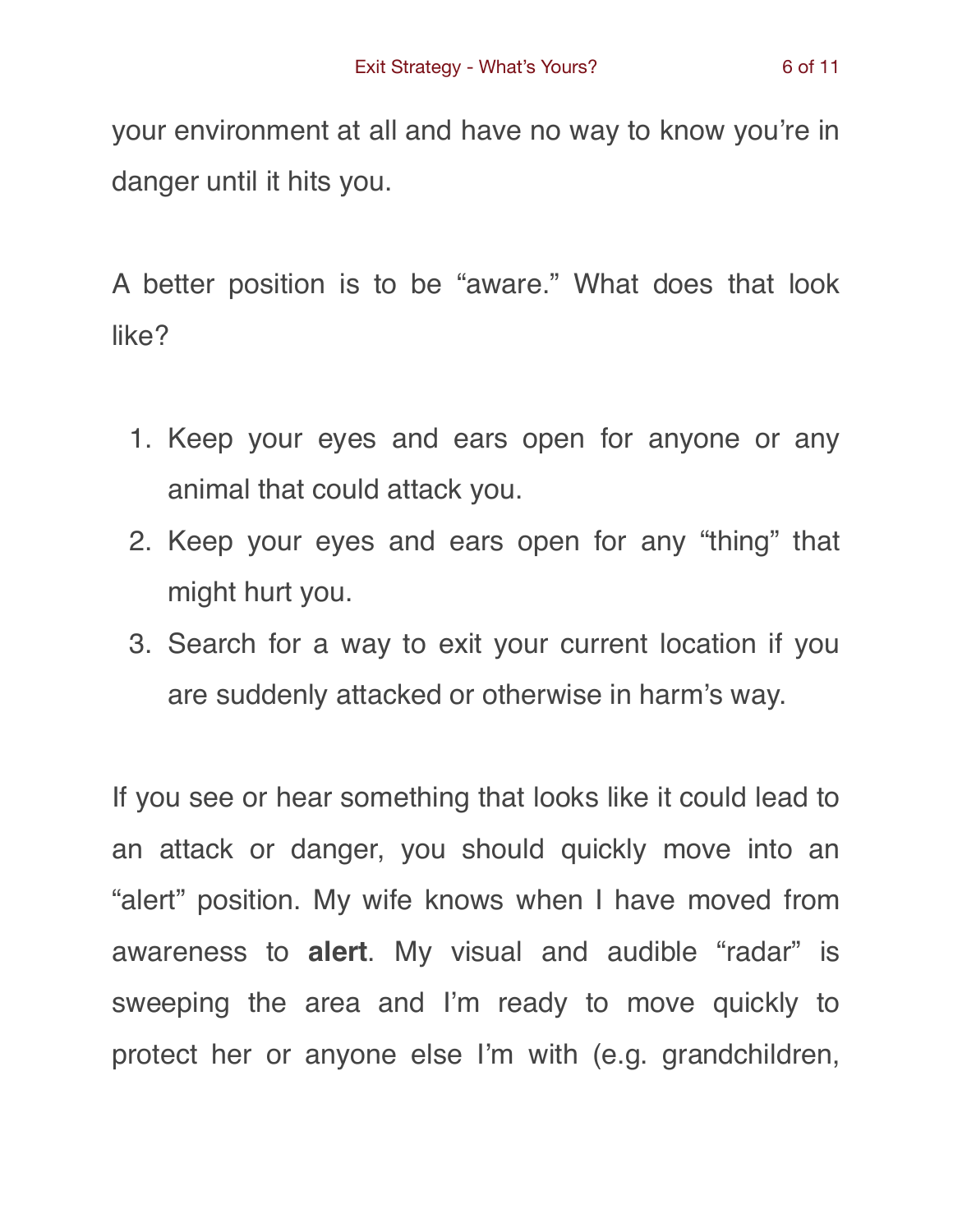your environment at all and have no way to know you're in danger until it hits you.

A better position is to be "aware." What does that look like?

1. Keep your eyes and ears open for anyone or any animal that could attack you.
2. Keep your eyes and ears open for any "thing" that might hurt you.
3. Search for a way to exit your current location if you are suddenly attacked or otherwise in harm's way.

If you see or hear something that looks like it could lead to an attack or danger, you should quickly move into an "alert" position. My wife knows when I have moved from awareness to **alert**. My visual and audible "radar" is sweeping the area and I'm ready to move quickly to protect her or anyone else I'm with (e.g. grandchildren,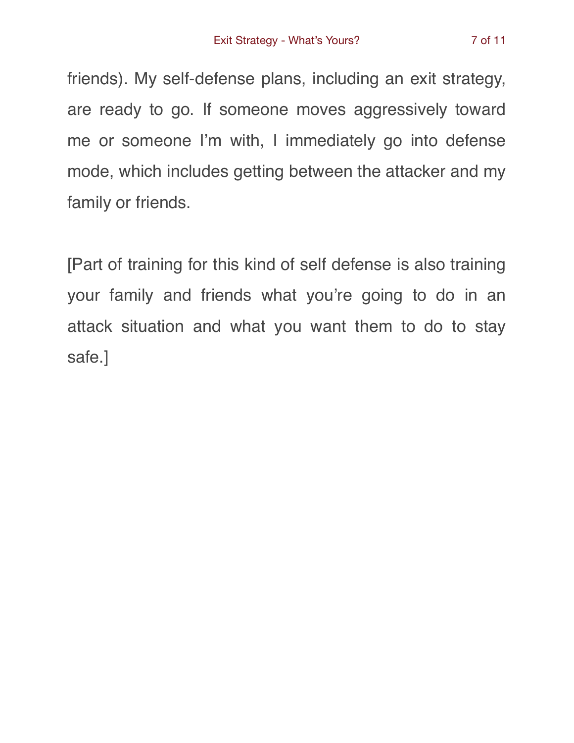friends). My self-defense plans, including an exit strategy, are ready to go. If someone moves aggressively toward me or someone I'm with, I immediately go into defense mode, which includes getting between the attacker and my family or friends.

[Part of training for this kind of self defense is also training your family and friends what you're going to do in an attack situation and what you want them to do to stay safe.]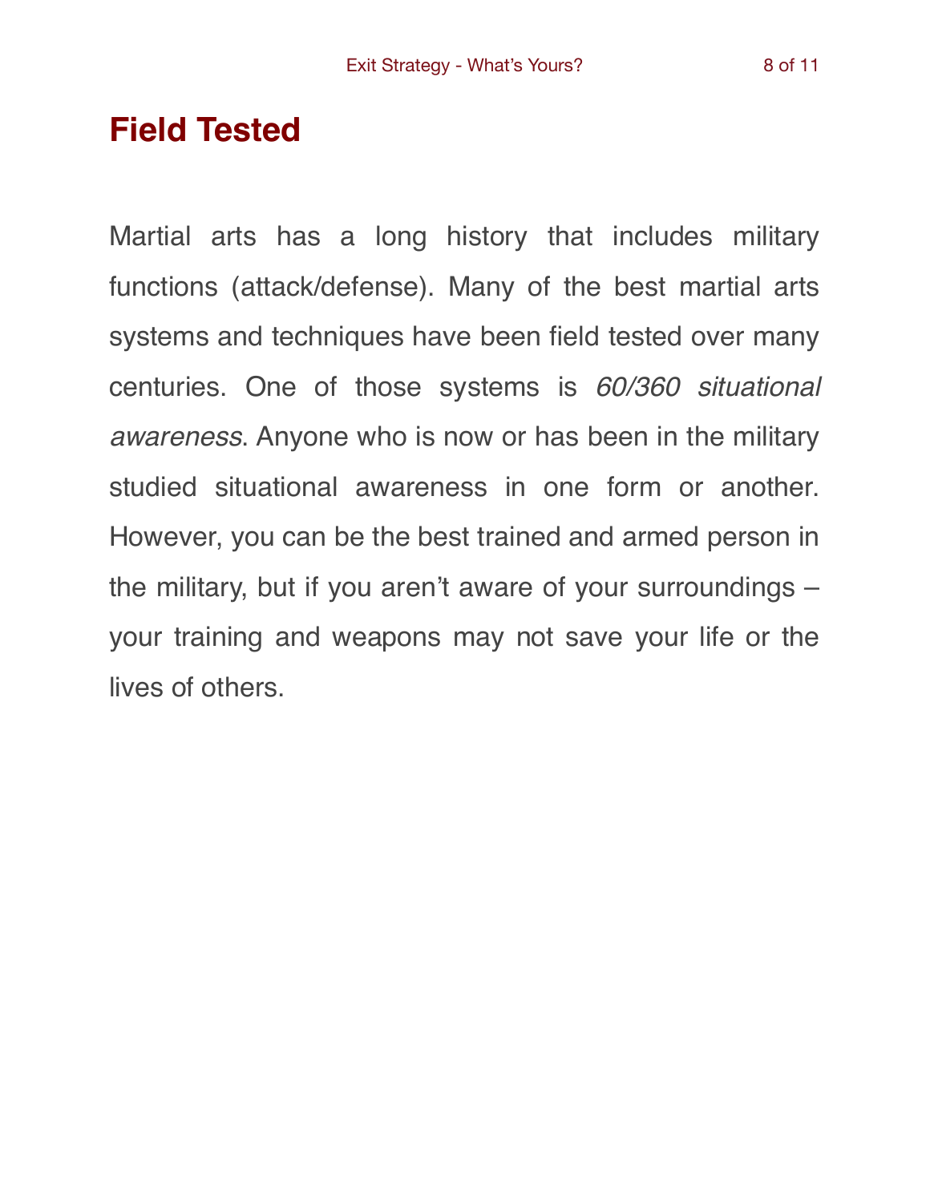# Field Tested

Martial arts has a long history that includes military functions (attack/defense). Many of the best martial arts systems and techniques have been field tested over many centuries. One of those systems is *60/360 situational awareness*. Anyone who is now or has been in the military studied situational awareness in one form or another. However, you can be the best trained and armed person in the military, but if you aren't aware of your surroundings – your training and weapons may not save your life or the lives of others.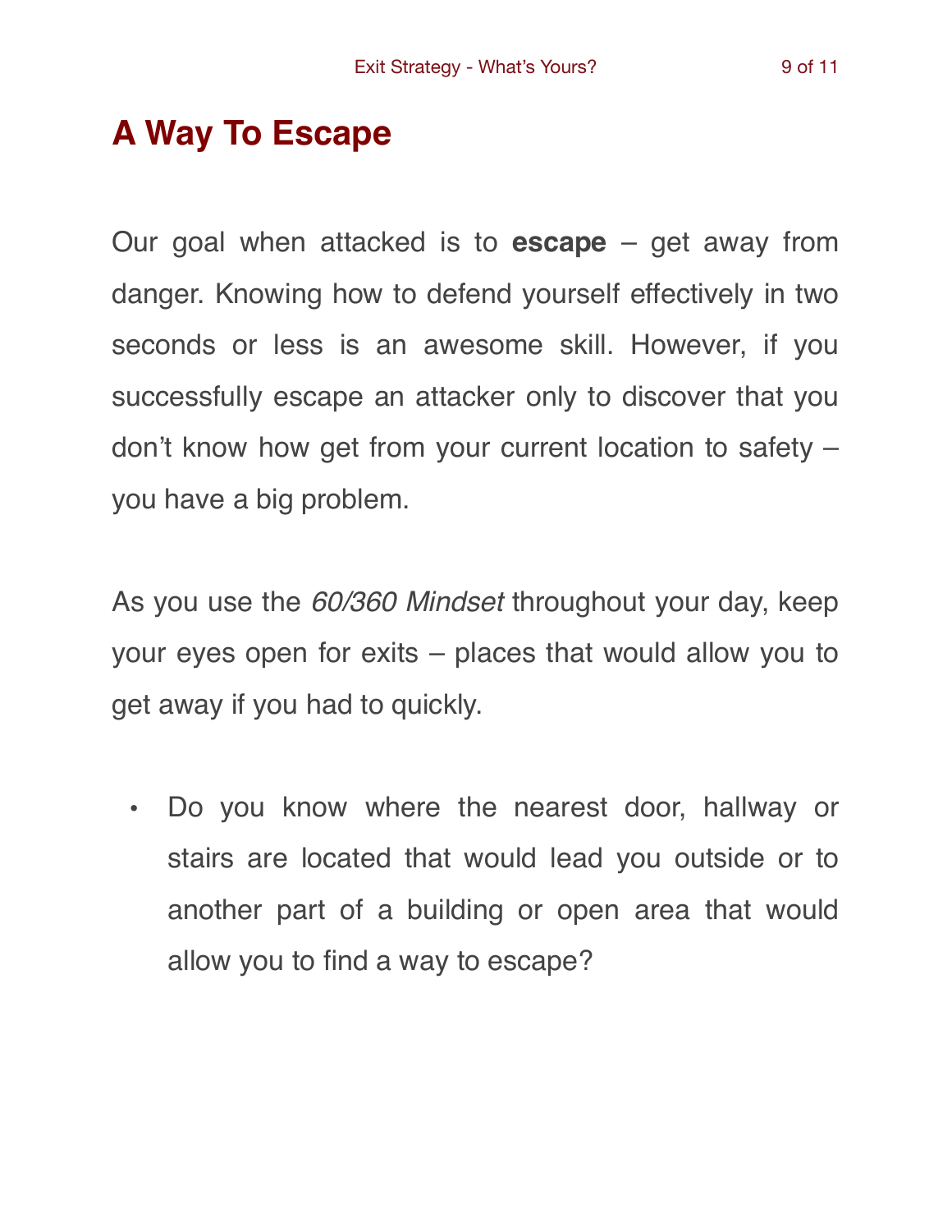# A Way To Escape

Our goal when attacked is to **escape** – get away from danger. Knowing how to defend yourself effectively in two seconds or less is an awesome skill. However, if you successfully escape an attacker only to discover that you don't know how get from your current location to safety – you have a big problem.

As you use the *60/360 Mindset* throughout your day, keep your eyes open for exits – places that would allow you to get away if you had to quickly.

- Do you know where the nearest door, hallway or stairs are located that would lead you outside or to another part of a building or open area that would allow you to find a way to escape?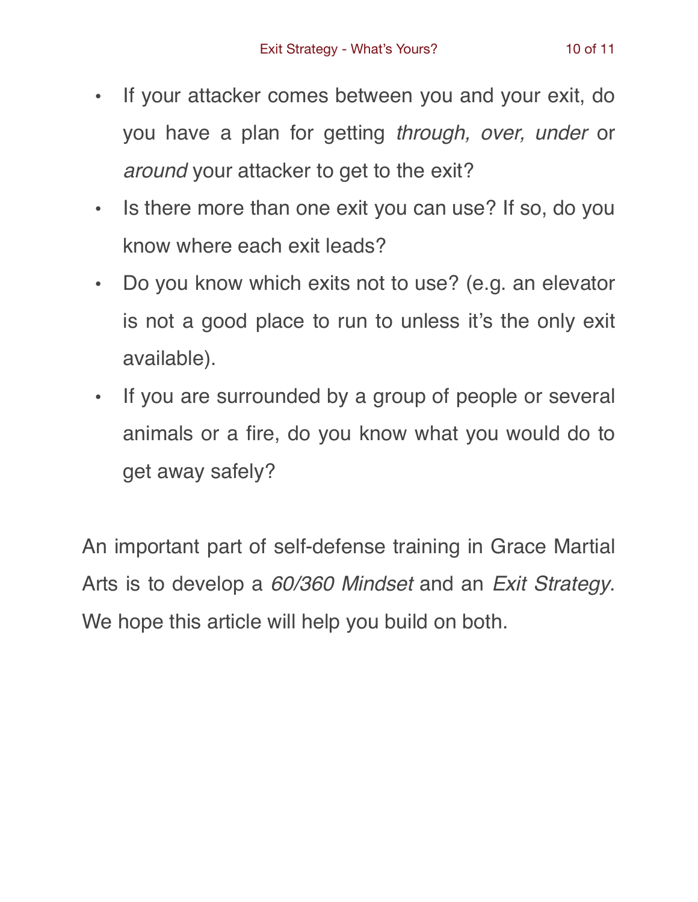- If your attacker comes between you and your exit, do you have a plan for getting *through, over, under* or *around* your attacker to get to the exit?
- Is there more than one exit you can use? If so, do you know where each exit leads?
- Do you know which exits not to use? (e.g. an elevator is not a good place to run to unless it's the only exit available).
- If you are surrounded by a group of people or several animals or a fire, do you know what you would do to get away safely?

An important part of self-defense training in Grace Martial Arts is to develop a *60/360 Mindset* and an *Exit Strategy*. We hope this article will help you build on both.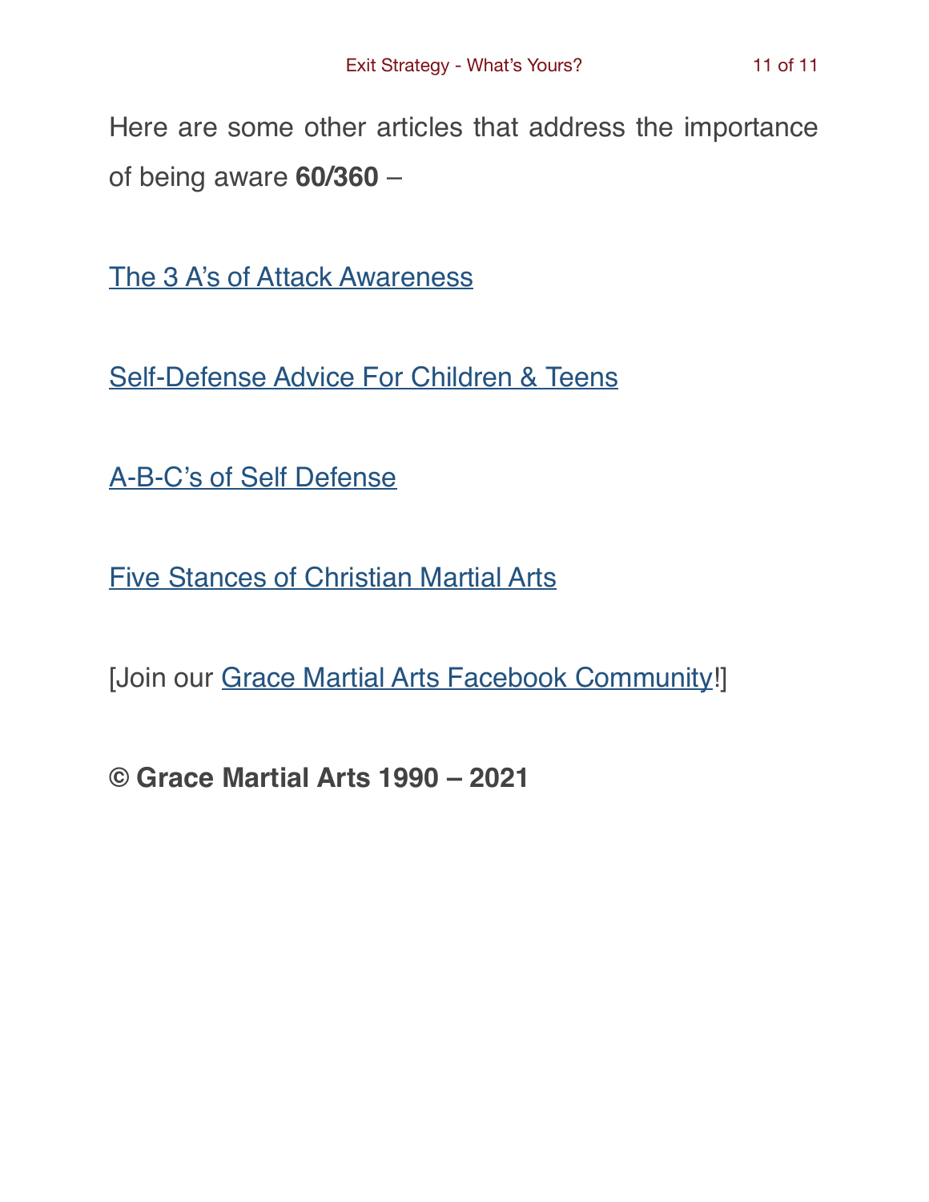Here are some other articles that address the importance of being aware **60/360** –

The 3 A's of Attack Awareness

Self-Defense Advice For Children & Teens

A-B-C's of Self Defense

Five Stances of Christian Martial Arts

[Join our Grace Martial Arts Facebook Community!]

**© Grace Martial Arts 1990 – 2021**